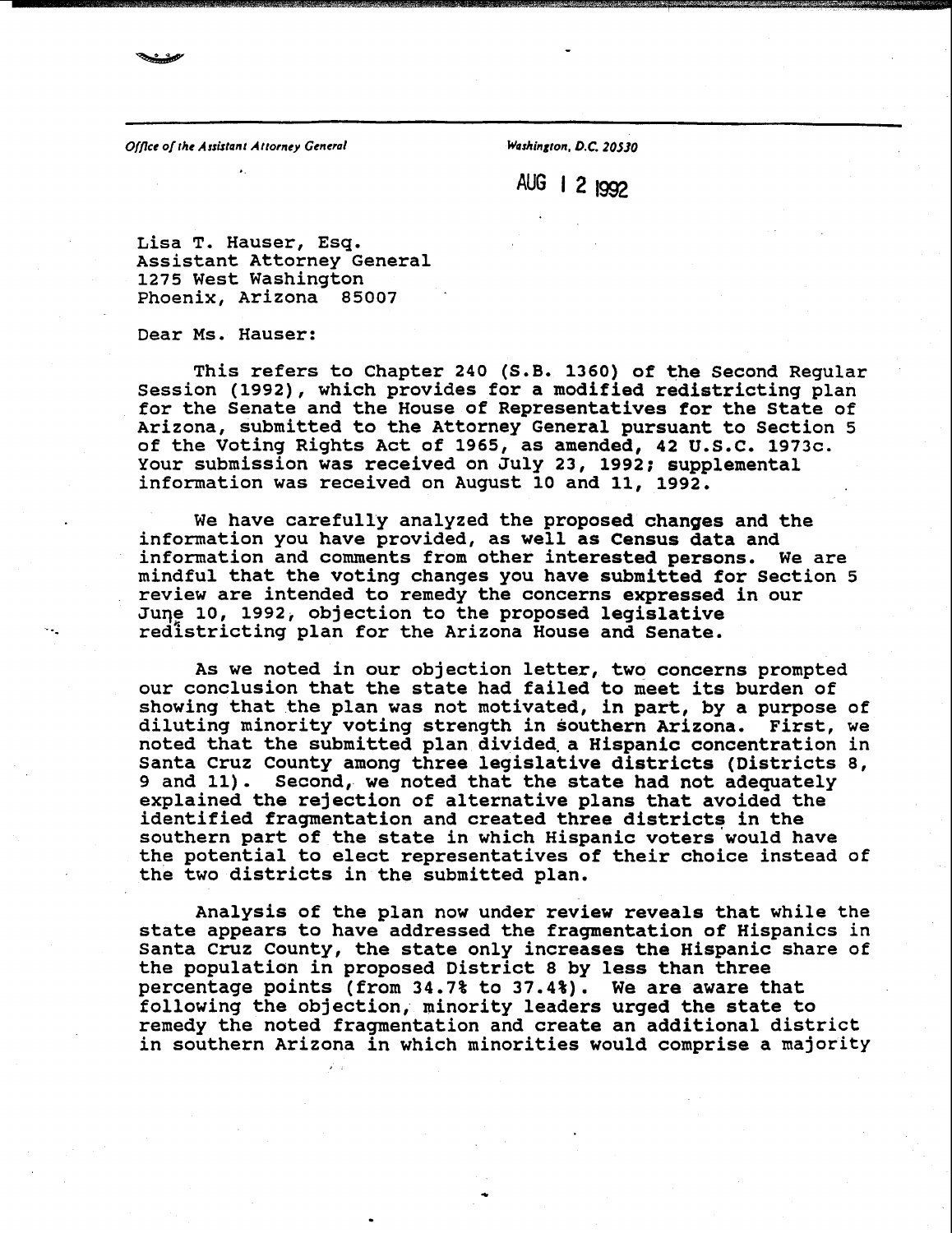*Office of the Assistant Attorney General* *Washington, D.C. 20530*

AUG 12 1992

Lisa T. Hauser, Esq.
Assistant Attorney General
1275 West Washington
Phoenix, Arizona 85007

Dear Ms. Hauser:

This refers to Chapter 240 (S.B. 1360) of the Second Regular Session (1992), which provides for a modified redistricting plan for the Senate and the House of Representatives for the State of Arizona, submitted to the Attorney General pursuant to Section 5 of the Voting Rights Act of 1965, as amended, 42 U.S.C. 1973c. Your submission was received on July 23, 1992; supplemental information was received on August 10 and 11, 1992.

We have carefully analyzed the proposed changes and the information you have provided, as well as Census data and information and comments from other interested persons. We are mindful that the voting changes you have submitted for Section 5 review are intended to remedy the concerns expressed in our June 10, 1992, objection to the proposed legislative redistricting plan for the Arizona House and Senate.

As we noted in our objection letter, two concerns prompted our conclusion that the state had failed to meet its burden of showing that the plan was not motivated, in part, by a purpose of diluting minority voting strength in southern Arizona. First, we noted that the submitted plan divided a Hispanic concentration in Santa Cruz County among three legislative districts (Districts 8, 9 and 11). Second, we noted that the state had not adequately explained the rejection of alternative plans that avoided the identified fragmentation and created three districts in the southern part of the state in which Hispanic voters would have the potential to elect representatives of their choice instead of the two districts in the submitted plan.

Analysis of the plan now under review reveals that while the state appears to have addressed the fragmentation of Hispanics in Santa Cruz County, the state only increases the Hispanic share of the population in proposed District 8 by less than three percentage points (from 34.7% to 37.4%). We are aware that following the objection, minority leaders urged the state to remedy the noted fragmentation and create an additional district in southern Arizona in which minorities would comprise a majority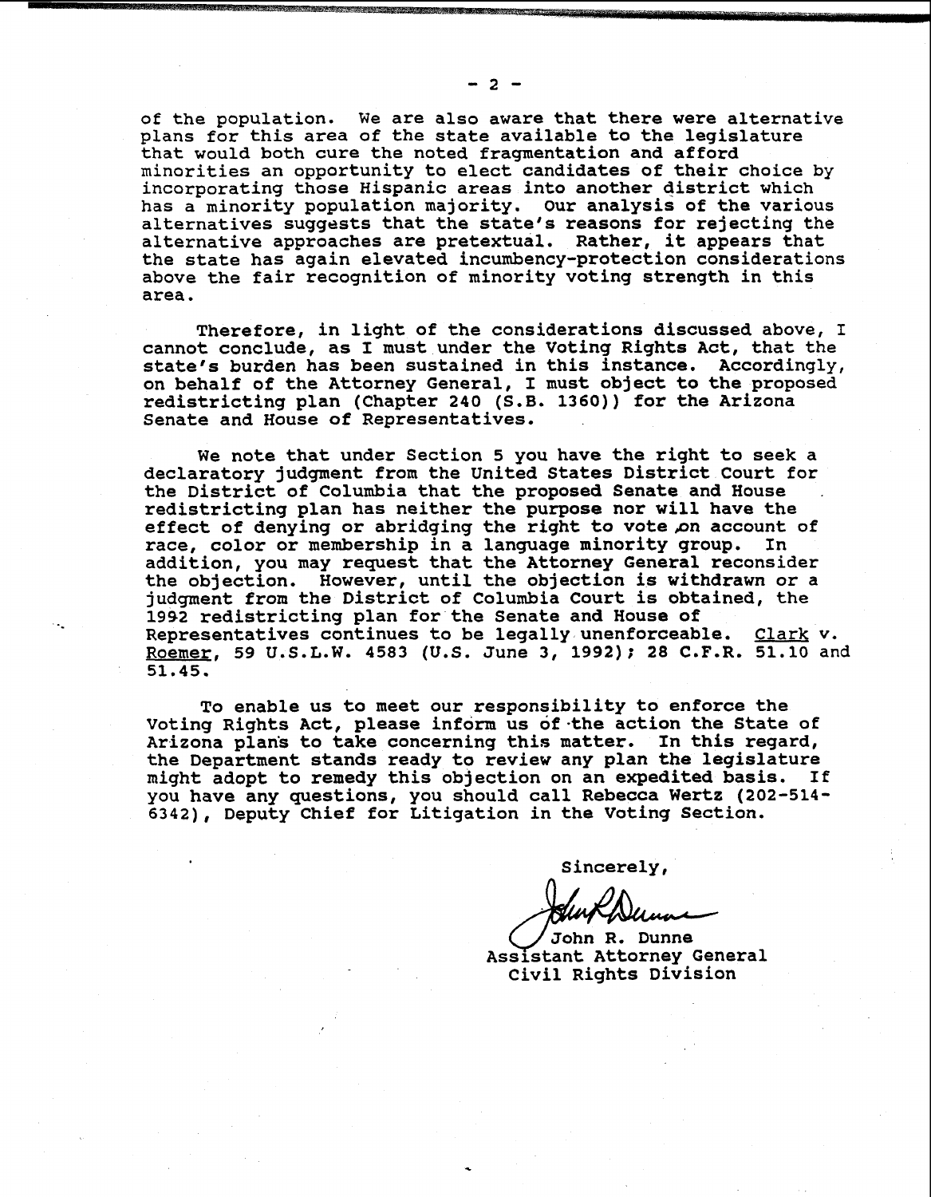of the population. We are also aware that there were alternative plans for this area of the state available to the legislature that would both cure the noted fragmentation and afford minorities an opportunity to elect candidates of their choice by incorporating those Hispanic areas into another district which has a minority population majority. Our analysis of the various alternatives suggests that the state's reasons for rejecting the alternative approaches are pretextual. Rather, it appears that the state has again elevated incumbency-protection considerations above the fair recognition of minority voting strength in this area.

Therefore, in light of the considerations discussed above, I cannot conclude, as I must under the Voting Rights Act, that the state's burden has been sustained in this instance. Accordingly, on behalf of the Attorney General, I must object to the proposed redistricting plan (Chapter 240 (S.B. 1360)) for the Arizona Senate and House of Representatives.

We note that under Section 5 you have the right to seek a declaratory judgment from the United States District Court for the District of Columbia that the proposed Senate and House redistricting plan has neither the purpose nor will have the effect of denying or abridging the right to vote on account of race, color or membership in a language minority group. In addition, you may request that the Attorney General reconsider the objection. However, until the objection is withdrawn or a judgment from the District of Columbia Court is obtained, the 1992 redistricting plan for the Senate and House of Representatives continues to be legally unenforceable. Clark v. Roemer, 59 U.S.L.W. 4583 (U.S. June 3, 1992); 28 C.F.R. 51.10 and 51.45.

To enable us to meet our responsibility to enforce the Voting Rights Act, please inform us of the action the State of Arizona plans to take concerning this matter. In this regard, the Department stands ready to review any plan the legislature might adopt to remedy this objection on an expedited basis. If you have any questions, you should call Rebecca Wertz (202-514-6342), Deputy Chief for Litigation in the Voting Section.

Sincerely,

John R. Dunne
Assistant Attorney General
Civil Rights Division